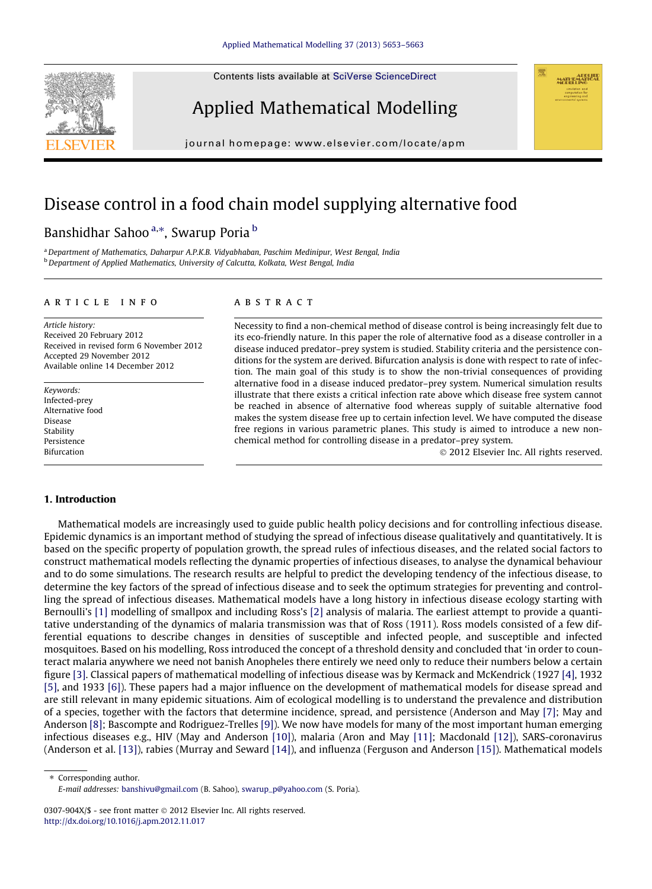# Disease control in a food chain model supplying alternative food

Banshidhar Sahoo [a,*], Swarup Poria [b]

[a] Department of Mathematics, Daharpur A.P.K.B. Vidyabhaban, Paschim Medinipur, West Bengal, India

[b] Department of Applied Mathematics, University of Calcutta, Kolkata, West Bengal, India

## ARTICLE INFO

*Article history:*
Received 20 February 2012
Received in revised form 6 November 2012
Accepted 29 November 2012
Available online 14 December 2012

*Keywords:*
Infected-prey
Alternative food
Disease
Stability
Persistence
Bifurcation

## ABSTRACT

Necessity to find a non-chemical method of disease control is being increasingly felt due to its eco-friendly nature. In this paper the role of alternative food as a disease controller in a disease induced predator–prey system is studied. Stability criteria and the persistence conditions for the system are derived. Bifurcation analysis is done with respect to rate of infection. The main goal of this study is to show the non-trivial consequences of providing alternative food in a disease induced predator–prey system. Numerical simulation results illustrate that there exists a critical infection rate above which disease free system cannot be reached in absence of alternative food whereas supply of suitable alternative food makes the system disease free up to certain infection level. We have computed the disease free regions in various parametric planes. This study is aimed to introduce a new non-chemical method for controlling disease in a predator–prey system.

© 2012 Elsevier Inc. All rights reserved.

## 1. Introduction

Mathematical models are increasingly used to guide public health policy decisions and for controlling infectious disease. Epidemic dynamics is an important method of studying the spread of infectious disease qualitatively and quantitatively. It is based on the specific property of population growth, the spread rules of infectious diseases, and the related social factors to construct mathematical models reflecting the dynamic properties of infectious diseases, to analyse the dynamical behaviour and to do some simulations. The research results are helpful to predict the developing tendency of the infectious disease, to determine the key factors of the spread of infectious disease and to seek the optimum strategies for preventing and controlling the spread of infectious diseases. Mathematical models have a long history in infectious disease ecology starting with Bernoulli's [1] modelling of smallpox and including Ross's [2] analysis of malaria. The earliest attempt to provide a quantitative understanding of the dynamics of malaria transmission was that of Ross (1911). Ross models consisted of a few differential equations to describe changes in densities of susceptible and infected people, and susceptible and infected mosquitoes. Based on his modelling, Ross introduced the concept of a threshold density and concluded that 'in order to counteract malaria anywhere we need not banish Anopheles there entirely we need only to reduce their numbers below a certain figure [3]. Classical papers of mathematical modelling of infectious disease was by Kermack and McKendrick (1927 [4], 1932 [5], and 1933 [6]). These papers had a major influence on the development of mathematical models for disease spread and are still relevant in many epidemic situations. Aim of ecological modelling is to understand the prevalence and distribution of a species, together with the factors that determine incidence, spread, and persistence (Anderson and May [7]; May and Anderson [8]; Bascompte and Rodriguez-Trelles [9]). We now have models for many of the most important human emerging infectious diseases e.g., HIV (May and Anderson [10]), malaria (Aron and May [11]; Macdonald [12]), SARS-coronavirus (Anderson et al. [13]), rabies (Murray and Seward [14]), and influenza (Ferguson and Anderson [15]). Mathematical models

* Corresponding author.
E-mail addresses: banshivu@gmail.com (B. Sahoo), swarup_p@yahoo.com (S. Poria).

0307-904X/$ - see front matter © 2012 Elsevier Inc. All rights reserved.
http://dx.doi.org/10.1016/j.apm.2012.11.017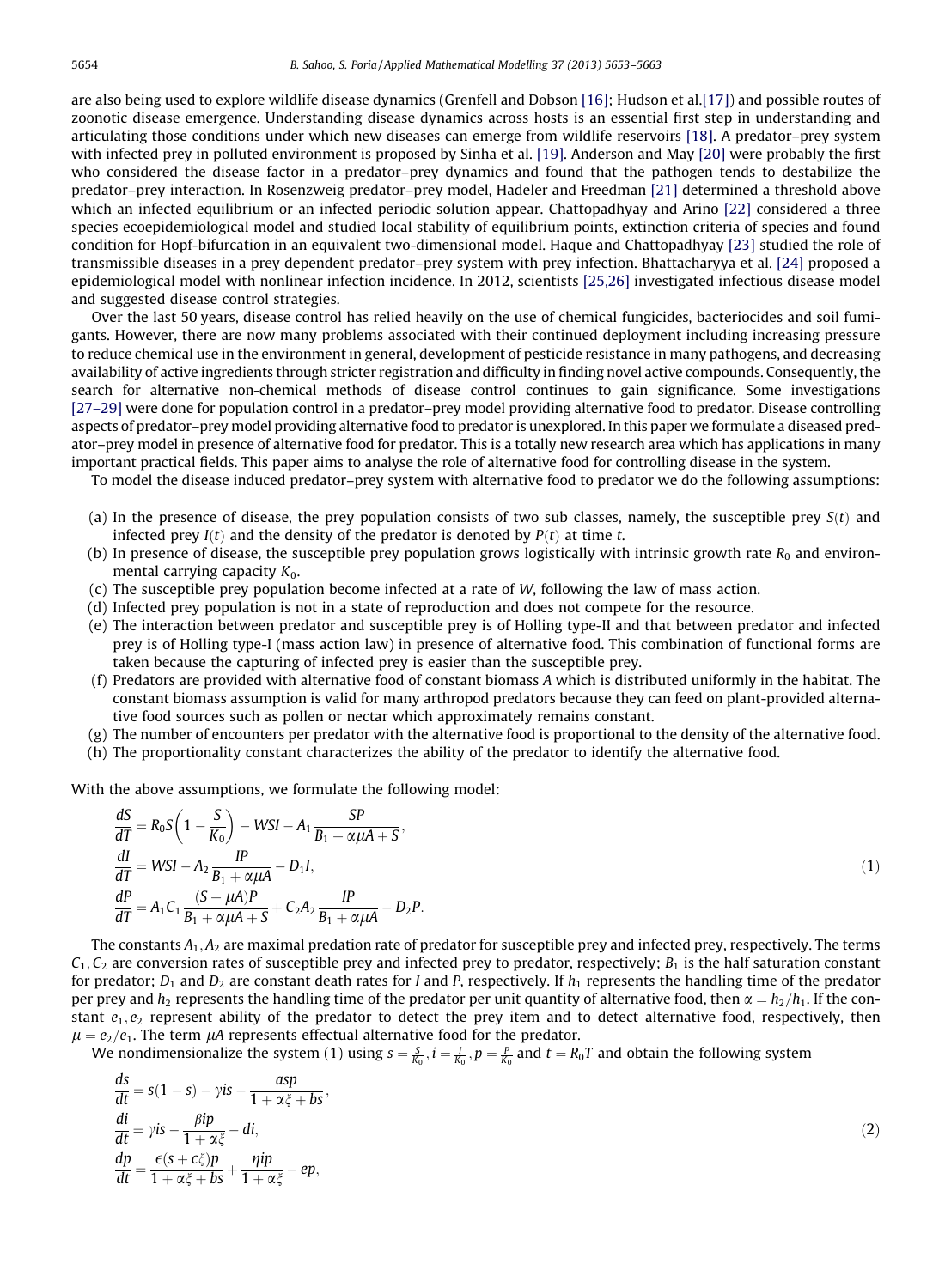are also being used to explore wildlife disease dynamics (Grenfell and Dobson [16]; Hudson et al.[17]) and possible routes of zoonotic disease emergence. Understanding disease dynamics across hosts is an essential first step in understanding and articulating those conditions under which new diseases can emerge from wildlife reservoirs [18]. A predator–prey system with infected prey in polluted environment is proposed by Sinha et al. [19]. Anderson and May [20] were probably the first who considered the disease factor in a predator–prey dynamics and found that the pathogen tends to destabilize the predator–prey interaction. In Rosenzweig predator–prey model, Hadeler and Freedman [21] determined a threshold above which an infected equilibrium or an infected periodic solution appear. Chattopadhyay and Arino [22] considered a three species ecoepidemiological model and studied local stability of equilibrium points, extinction criteria of species and found condition for Hopf-bifurcation in an equivalent two-dimensional model. Haque and Chattopadhyay [23] studied the role of transmissible diseases in a prey dependent predator–prey system with prey infection. Bhattacharyya et al. [24] proposed a epidemiological model with nonlinear infection incidence. In 2012, scientists [25,26] investigated infectious disease model and suggested disease control strategies.

Over the last 50 years, disease control has relied heavily on the use of chemical fungicides, bacteriocides and soil fumigants. However, there are now many problems associated with their continued deployment including increasing pressure to reduce chemical use in the environment in general, development of pesticide resistance in many pathogens, and decreasing availability of active ingredients through stricter registration and difficulty in finding novel active compounds. Consequently, the search for alternative non-chemical methods of disease control continues to gain significance. Some investigations [27–29] were done for population control in a predator–prey model providing alternative food to predator. Disease controlling aspects of predator–prey model providing alternative food to predator is unexplored. In this paper we formulate a diseased predator–prey model in presence of alternative food for predator. This is a totally new research area which has applications in many important practical fields. This paper aims to analyse the role of alternative food for controlling disease in the system.

To model the disease induced predator–prey system with alternative food to predator we do the following assumptions:

(a) In the presence of disease, the prey population consists of two sub classes, namely, the susceptible prey $S(t)$ and infected prey $I(t)$ and the density of the predator is denoted by $P(t)$ at time $t$.
(b) In presence of disease, the susceptible prey population grows logistically with intrinsic growth rate $R_0$ and environmental carrying capacity $K_0$.
(c) The susceptible prey population become infected at a rate of $W$, following the law of mass action.
(d) Infected prey population is not in a state of reproduction and does not compete for the resource.
(e) The interaction between predator and susceptible prey is of Holling type-II and that between predator and infected prey is of Holling type-I (mass action law) in presence of alternative food. This combination of functional forms are taken because the capturing of infected prey is easier than the susceptible prey.
(f) Predators are provided with alternative food of constant biomass $A$ which is distributed uniformly in the habitat. The constant biomass assumption is valid for many arthropod predators because they can feed on plant-provided alternative food sources such as pollen or nectar which approximately remains constant.
(g) The number of encounters per predator with the alternative food is proportional to the density of the alternative food.
(h) The proportionality constant characterizes the ability of the predator to identify the alternative food.

With the above assumptions, we formulate the following model:

$$
\begin{aligned}
\frac{dS}{dT} &= R_0 S\left(1-\frac{S}{K_0}\right) - WSI - A_1\frac{SP}{B_1+\alpha\mu A+S},\\
\frac{dI}{dT} &= WSI - A_2\frac{IP}{B_1+\alpha\mu A} - D_1 I,\\
\frac{dP}{dT} &= A_1C_1\frac{(S+\mu A)P}{B_1+\alpha\mu A+S} + C_2A_2\frac{IP}{B_1+\alpha\mu A} - D_2P.
\end{aligned}
\tag{1}
$$

The constants $A_1, A_2$ are maximal predation rate of predator for susceptible prey and infected prey, respectively. The terms $C_1, C_2$ are conversion rates of susceptible prey and infected prey to predator, respectively; $B_1$ is the half saturation constant for predator; $D_1$ and $D_2$ are constant death rates for $I$ and $P$, respectively. If $h_1$ represents the handling time of the predator per prey and $h_2$ represents the handling time of the predator per unit quantity of alternative food, then $\alpha = h_2/h_1$. If the constant $e_1, e_2$ represent ability of the predator to detect the prey item and to detect alternative food, respectively, then $\mu = e_2/e_1$. The term $\mu A$ represents effectual alternative food for the predator.

We nondimensionalize the system (1) using $s=\frac{S}{K_0}, i=\frac{I}{K_0}, p=\frac{P}{K_0}$ and $t = R_0T$ and obtain the following system

$$
\begin{aligned}
\frac{ds}{dt} &= s(1-s) - \gamma is - \frac{asp}{1+\alpha\xi+bs},\\
\frac{di}{dt} &= \gamma is - \frac{\beta ip}{1+\alpha\xi} - di,\\
\frac{dp}{dt} &= \frac{\epsilon(s+c\xi)p}{1+\alpha\xi+bs} + \frac{\eta ip}{1+\alpha\xi} - ep,
\end{aligned}
\tag{2}
$$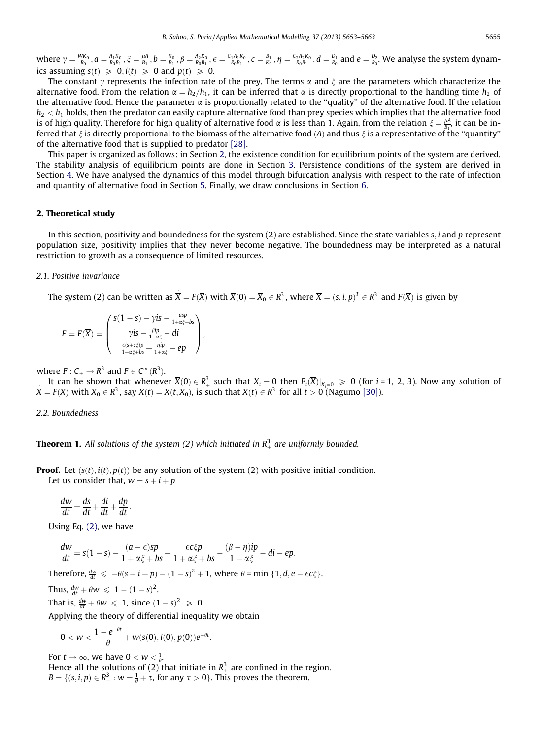where $\gamma = \frac{WK_0}{K_0}, a = \frac{A_1K_0}{K_0B_1}, \xi = \frac{\mu A}{B_1}, b = \frac{K_0}{B_1}, \beta = \frac{A_2K_0}{K_0B_1}, \epsilon = \frac{C_1A_1K_0}{K_0B_1}, c = \frac{B_1}{K_0}, \eta = \frac{C_2A_2K_0}{K_0B_1}, d = \frac{D_1}{K_0}$ and $e = \frac{D_2}{K_0}$. We analyse the system dynamics assuming $s(t) \geqslant 0, i(t) \geqslant 0$ and $p(t) \geqslant 0$.

The constant $\gamma$ represents the infection rate of the prey. The terms $\alpha$ and $\xi$ are the parameters which characterize the alternative food. From the relation $\alpha = h_2/h_1$, it can be inferred that $\alpha$ is directly proportional to the handling time $h_2$ of the alternative food. Hence the parameter $\alpha$ is proportionally related to the "quality" of the alternative food. If the relation $h_2 < h_1$ holds, then the predator can easily capture alternative food than prey species which implies that the alternative food is of high quality. Therefore for high quality of alternative food $\alpha$ is less than 1. Again, from the relation $\xi = \frac{\mu A}{B_1}$, it can be inferred that $\xi$ is directly proportional to the biomass of the alternative food ($A$) and thus $\xi$ is a representative of the "quantity" of the alternative food that is supplied to predator [28].

This paper is organized as follows: in Section 2, the existence condition for equilibrium points of the system are derived. The stability analysis of equilibrium points are done in Section 3. Persistence conditions of the system are derived in Section 4. We have analysed the dynamics of this model through bifurcation analysis with respect to the rate of infection and quantity of alternative food in Section 5. Finally, we draw conclusions in Section 6.

## 2. Theoretical study

In this section, positivity and boundedness for the system (2) are established. Since the state variables $s, i$ and $p$ represent population size, positivity implies that they never become negative. The boundedness may be interpreted as a natural restriction to growth as a consequence of limited resources.

### 2.1. Positive invariance

The system (2) can be written as $\dot{X} = F(\overline{X})$ with $\overline{X}(0) = \overline{X}_0 \in R^3_+$, where $\overline{X} = (s, i, p)^T \in R^3_+$ and $F(\overline{X})$ is given by

$$F = F(\overline{X}) = \begin{pmatrix} s(1-s) - \gamma is - \frac{asp}{1+\alpha\xi+bs} \\ \gamma is - \frac{\beta ip}{1+\alpha\xi} - di \\ \frac{\epsilon(s+c\xi)p}{1+\alpha\xi+bs} + \frac{\eta ip}{1+\alpha\xi} - ep \end{pmatrix},$$

where $F : C_+ \rightarrow R^3$ and $F \in C^\infty(R^3)$.

It can be shown that whenever $\overline{X}(0) \in R^3_+$ such that $X_i = 0$ then $F_i(\overline{X})|_{X_i=0} \geqslant 0$ (for $i$ = 1, 2, 3). Now any solution of $\dot{\overline{X}} = F(\overline{X})$ with $\overline{X}_0 \in R^3_+$, say $\overline{X}(t) = \overline{X}(t, \overline{X}_0)$, is such that $\overline{X}(t) \in R^3_+$ for all $t > 0$ (Nagumo [30]).

### 2.2. Boundedness

**Theorem 1.** *All solutions of the system (2) which initiated in $R^3_+$ are uniformly bounded.*

**Proof.** Let $(s(t), i(t), p(t))$ be any solution of the system (2) with positive initial condition.

Let us consider that, $w = s + i + p$

$$\frac{dw}{dt} = \frac{ds}{dt} + \frac{di}{dt} + \frac{dp}{dt}.$$

Using Eq. (2), we have

$$\frac{dw}{dt} = s(1-s) - \frac{(a-\epsilon)sp}{1+\alpha\xi+bs} + \frac{\epsilon c\xi p}{1+\alpha\xi+bs} - \frac{(\beta-\eta)ip}{1+\alpha\xi} - di - ep.$$

Therefore, $\frac{dw}{dt} \leqslant -\theta(s+i+p) - (1-s)^2 + 1$, where $\theta$ = min $\{1, d, e - \epsilon c\xi\}$.

Thus, $\frac{dw}{dt} + \theta w \leqslant 1 - (1-s)^2$.

That is, $\frac{dw}{dt} + \theta w \leqslant 1$, since $(1-s)^2 \geqslant 0$.

Applying the theory of differential inequality we obtain

$$0 < w < \frac{1 - e^{-\theta t}}{\theta} + w(s(0), i(0), p(0))e^{-\theta t}.$$

For $t \rightarrow \infty$, we have $0 < w < \frac{1}{\theta}$.

Hence all the solutions of (2) that initiate in $R^3_+$ are confined in the region.

$B = \{(s, i, p) \in R^3_+ : w = \frac{1}{\theta} + \tau$, for any $\tau > 0\}$. This proves the theorem.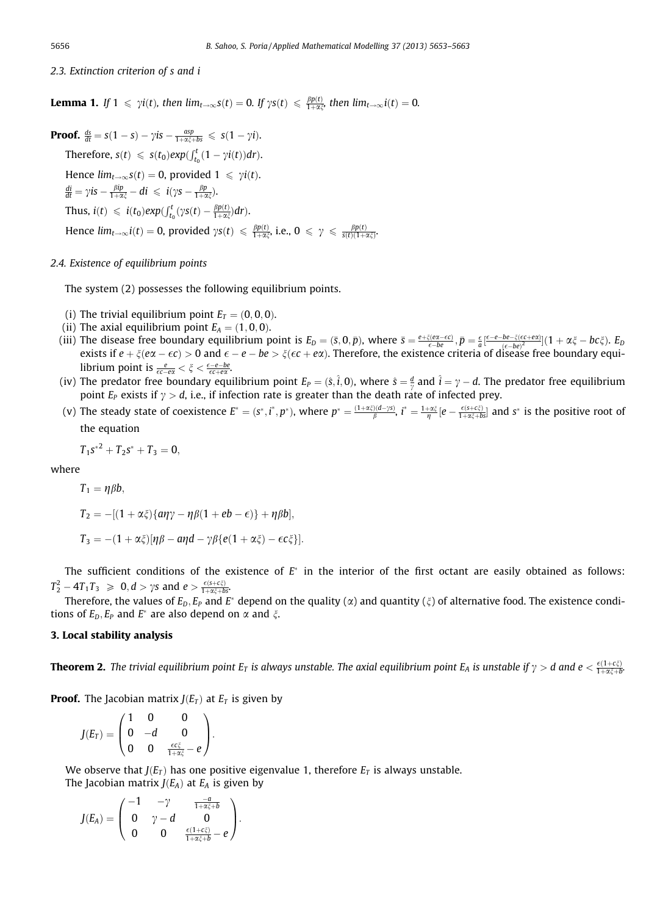### 2.3. Extinction criterion of s and i

**Lemma 1.** *If $1 \leqslant \gamma i(t)$, then $lim_{t\to\infty} s(t) = 0$. If $\gamma s(t) \leqslant \frac{\beta p(t)}{1+\alpha\xi}$, then $lim_{t\to\infty} i(t) = 0$.*

**Proof.** $\frac{ds}{dt} = s(1-s) - \gamma is - \frac{asp}{1+\alpha\xi+bs} \leqslant s(1-\gamma i)$.

Therefore, $s(t) \leqslant s(t_0)exp(\int_{t_0}^{t}(1-\gamma i(t))dr)$.

Hence $lim_{t\to\infty} s(t) = 0$, provided $1 \leqslant \gamma i(t)$.

$\frac{di}{dt} = \gamma is - \frac{\beta ip}{1+\alpha\xi} - di \leqslant i(\gamma s - \frac{\beta p}{1+\alpha\xi})$.

Thus, $i(t) \leqslant i(t_0)exp(\int_{t_0}^{t}(\gamma s(t) - \frac{\beta p(t)}{1+\alpha\xi})dr)$.

Hence $lim_{t\to\infty} i(t) = 0$, provided $\gamma s(t) \leqslant \frac{\beta p(t)}{1+\alpha\xi}$, i.e., $0 \leqslant \gamma \leqslant \frac{\beta p(t)}{s(t)(1+\alpha\xi)}$.

### 2.4. Existence of equilibrium points

The system (2) possesses the following equilibrium points.

(i) The trivial equilibrium point $E_T = (0,0,0)$.

(ii) The axial equilibrium point $E_A = (1,0,0)$.

(iii) The disease free boundary equilibrium point is $E_D = (\bar{s}, 0, \bar{p})$, where $\bar{s} = \frac{e+\xi(e\alpha-\epsilon c)}{\epsilon-be}$, $\bar{p} = \frac{\epsilon}{a}[\frac{\epsilon-e-be-\xi(\epsilon c+e\alpha)}{(\epsilon-be)^2}](1+\alpha\xi-bc\xi)$. $E_D$ exists if $e+\xi(e\alpha-\epsilon c) > 0$ and $\epsilon - e - be > \xi(\epsilon c + e\alpha)$. Therefore, the existence criteria of disease free boundary equilibrium point is $\frac{e}{\epsilon c - e\alpha} < \xi < \frac{\epsilon-e-be}{\epsilon c+e\alpha}$.

(iv) The predator free boundary equilibrium point $E_P = (\hat{s}, \hat{i}, 0)$, where $\hat{s} = \frac{d}{\gamma}$ and $\hat{i} = \gamma - d$. The predator free equilibrium point $E_P$ exists if $\gamma > d$, i.e., if infection rate is greater than the death rate of infected prey.

(v) The steady state of coexistence $E^* = (s^*, i^*, p^*)$, where $p^* = \frac{(1+\alpha\xi)(d-\gamma s)}{\beta}$, $i^* = \frac{1+\alpha\xi}{\eta}[e - \frac{\epsilon(s+c\xi)}{1+\alpha\xi+bs}]$ and $s^*$ is the positive root of the equation

$$T_1 s^{*2} + T_2 s^* + T_3 = 0,$$

where

$$T_1 = \eta\beta b,$$

$$T_2 = -[(1+\alpha\xi)\{a\eta\gamma - \eta\beta(1+eb-\epsilon)\} + \eta\beta b],$$

$$T_3 = -(1+\alpha\xi)[\eta\beta - a\eta d - \gamma\beta\{e(1+\alpha\xi) - \epsilon c\xi\}].$$

The sufficient conditions of the existence of $E^*$ in the interior of the first octant are easily obtained as follows: $T_2^2 - 4T_1T_3 \geqslant 0, d > \gamma s$ and $e > \frac{\epsilon(s+c\xi)}{1+\alpha\xi+bs}$.

Therefore, the values of $E_D, E_P$ and $E^*$ depend on the quality ($\alpha$) and quantity ($\xi$) of alternative food. The existence conditions of $E_D, E_P$ and $E^*$ are also depend on $\alpha$ and $\xi$.

## 3. Local stability analysis

**Theorem 2.** *The trivial equilibrium point $E_T$ is always unstable. The axial equilibrium point $E_A$ is unstable if $\gamma > d$ and $e < \frac{\epsilon(1+c\xi)}{1+\alpha\xi+b}$.*

**Proof.** The Jacobian matrix $J(E_T)$ at $E_T$ is given by

$$J(E_T) = \begin{pmatrix} 1 & 0 & 0 \\ 0 & -d & 0 \\ 0 & 0 & \frac{\epsilon c\xi}{1+\alpha\xi} - e \end{pmatrix}.$$

We observe that $J(E_T)$ has one positive eigenvalue 1, therefore $E_T$ is always unstable.

The Jacobian matrix $J(E_A)$ at $E_A$ is given by

$$J(E_A) = \begin{pmatrix} -1 & -\gamma & \frac{-a}{1+\alpha\xi+b} \\ 0 & \gamma - d & 0 \\ 0 & 0 & \frac{\epsilon(1+c\xi)}{1+\alpha\xi+b} - e \end{pmatrix}.$$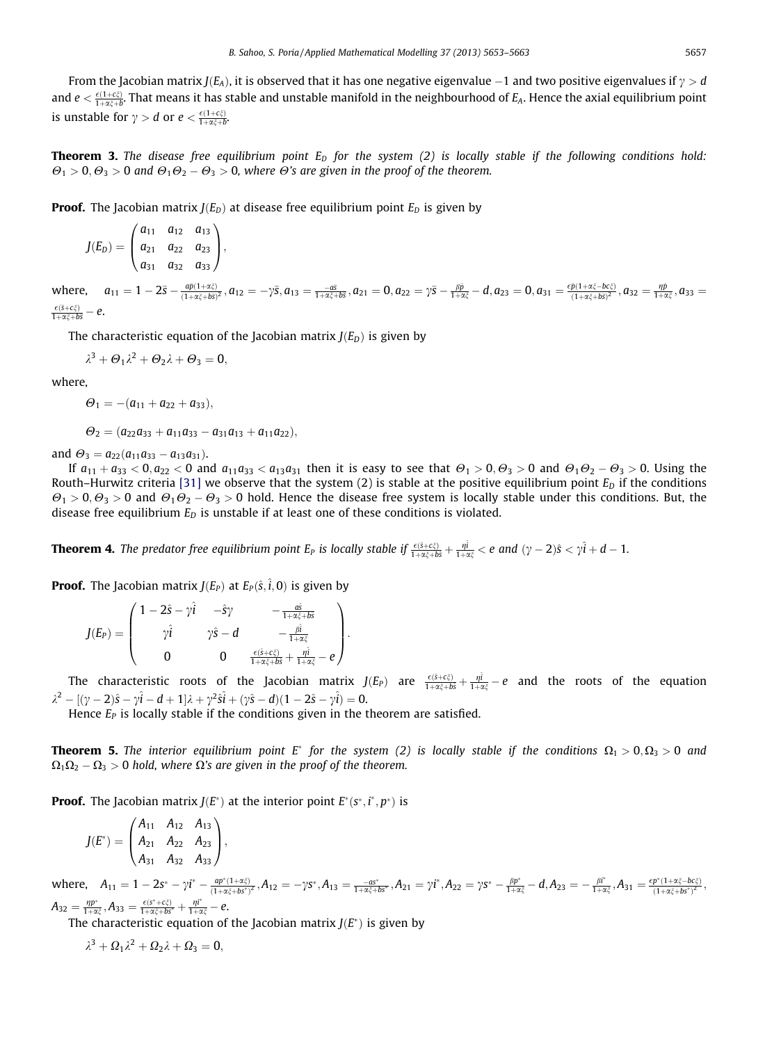From the Jacobian matrix $J(E_A)$, it is observed that it has one negative eigenvalue $-1$ and two positive eigenvalues if $\gamma > d$ and $e < \frac{\epsilon(1+c\xi)}{1+\alpha\xi+b}$. That means it has stable and unstable manifold in the neighbourhood of $E_A$. Hence the axial equilibrium point is unstable for $\gamma > d$ or $e < \frac{\epsilon(1+c\xi)}{1+\alpha\xi+b}$.

**Theorem 3.** *The disease free equilibrium point $E_D$ for the system (2) is locally stable if the following conditions hold: $\Theta_1 > 0, \Theta_3 > 0$ and $\Theta_1\Theta_2 - \Theta_3 > 0$, where $\Theta$'s are given in the proof of the theorem.*

**Proof.** The Jacobian matrix $J(E_D)$ at disease free equilibrium point $E_D$ is given by

$$J(E_D) = \begin{pmatrix} a_{11} & a_{12} & a_{13} \\ a_{21} & a_{22} & a_{23} \\ a_{31} & a_{32} & a_{33} \end{pmatrix},$$

where, $a_{11} = 1 - 2\bar{s} - \frac{a\bar{p}(1+\alpha\xi)}{(1+\alpha\xi+b\bar{s})^2}, a_{12} = -\gamma\bar{s}, a_{13} = \frac{-a\bar{s}}{1+\alpha\xi+b\bar{s}}, a_{21} = 0, a_{22} = \gamma\bar{s} - \frac{\beta\bar{p}}{1+\alpha\xi} - d, a_{23} = 0, a_{31} = \frac{\epsilon\bar{p}(1+\alpha\xi-bc\xi)}{(1+\alpha\xi+b\bar{s})^2}, a_{32} = \frac{\eta\bar{p}}{1+\alpha\xi}, a_{33} = \frac{\epsilon(\bar{s}+c\xi)}{1+\alpha\xi+b\bar{s}} - e.$

The characteristic equation of the Jacobian matrix $J(E_D)$ is given by

$$\lambda^3 + \Theta_1\lambda^2 + \Theta_2\lambda + \Theta_3 = 0,$$

where,

$$\Theta_1 = -(a_{11} + a_{22} + a_{33}),$$

$$\Theta_2 = (a_{22}a_{33} + a_{11}a_{33} - a_{31}a_{13} + a_{11}a_{22}),$$

and $\Theta_3 = a_{22}(a_{11}a_{33} - a_{13}a_{31})$.

If $a_{11} + a_{33} < 0, a_{22} < 0$ and $a_{11}a_{33} < a_{13}a_{31}$ then it is easy to see that $\Theta_1 > 0, \Theta_3 > 0$ and $\Theta_1\Theta_2 - \Theta_3 > 0$. Using the Routh–Hurwitz criteria [31] we observe that the system (2) is stable at the positive equilibrium point $E_D$ if the conditions $\Theta_1 > 0, \Theta_3 > 0$ and $\Theta_1\Theta_2 - \Theta_3 > 0$ hold. Hence the disease free system is locally stable under this conditions. But, the disease free equilibrium $E_D$ is unstable if at least one of these conditions is violated.

**Theorem 4.** *The predator free equilibrium point $E_P$ is locally stable if $\frac{\epsilon(\hat{s}+c\xi)}{1+\alpha\xi+b\hat{s}} + \frac{\eta\hat{i}}{1+\alpha\xi} < e$ and $(\gamma - 2)\hat{s} < \gamma\hat{i} + d - 1$.*

**Proof.** The Jacobian matrix $J(E_P)$ at $E_P(\hat{s}, \hat{i}, 0)$ is given by

$$J(E_P) = \begin{pmatrix} 1 - 2\hat{s} - \gamma\hat{i} & -\hat{s}\gamma & -\frac{a\hat{s}}{1+\alpha\xi+b\hat{s}} \\ \gamma\hat{i} & \gamma\hat{s} - d & -\frac{\beta\hat{i}}{1+\alpha\xi} \\ 0 & 0 & \frac{\epsilon(\hat{s}+c\xi)}{1+\alpha\xi+b\hat{s}} + \frac{\eta\hat{i}}{1+\alpha\xi} - e \end{pmatrix}.$$

The characteristic roots of the Jacobian matrix $J(E_P)$ are $\frac{\epsilon(\hat{s}+c\xi)}{1+\alpha\xi+b\hat{s}} + \frac{\eta\hat{i}}{1+\alpha\xi} - e$ and the roots of the equation $\lambda^2 - [(\gamma - 2)\hat{s} - \gamma\hat{i} - d + 1]\lambda + \gamma^2\hat{s}\hat{i} + (\gamma\hat{s} - d)(1 - 2\hat{s} - \gamma\hat{i}) = 0$.

Hence $E_P$ is locally stable if the conditions given in the theorem are satisfied.

**Theorem 5.** *The interior equilibrium point $E^*$ for the system (2) is locally stable if the conditions $\Omega_1 > 0, \Omega_3 > 0$ and $\Omega_1\Omega_2 - \Omega_3 > 0$ hold, where $\Omega$'s are given in the proof of the theorem.*

**Proof.** The Jacobian matrix $J(E^*)$ at the interior point $E^*(s^*, i^*, p^*)$ is

$$J(E^*) = \begin{pmatrix} A_{11} & A_{12} & A_{13} \\ A_{21} & A_{22} & A_{23} \\ A_{31} & A_{32} & A_{33} \end{pmatrix},$$

where, $A_{11} = 1 - 2s^* - \gamma i^* - \frac{ap^*(1+\alpha\xi)}{(1+\alpha\xi+bs^*)^2}, A_{12} = -\gamma s^*, A_{13} = \frac{-as^*}{1+\alpha\xi+bs^*}, A_{21} = \gamma i^*, A_{22} = \gamma s^* - \frac{\beta p^*}{1+\alpha\xi} - d, A_{23} = -\frac{\beta i^*}{1+\alpha\xi}, A_{31} = \frac{\epsilon p^*(1+\alpha\xi-bc\xi)}{(1+\alpha\xi+bs^*)^2},$ $A_{32} = \frac{\eta p^*}{1+\alpha\xi}, A_{33} = \frac{\epsilon(s^*+c\xi)}{1+\alpha\xi+bs^*} + \frac{\eta i^*}{1+\alpha\xi} - e.$

The characteristic equation of the Jacobian matrix $J(E^*)$ is given by

$$\lambda^3 + \Omega_1\lambda^2 + \Omega_2\lambda + \Omega_3 = 0,$$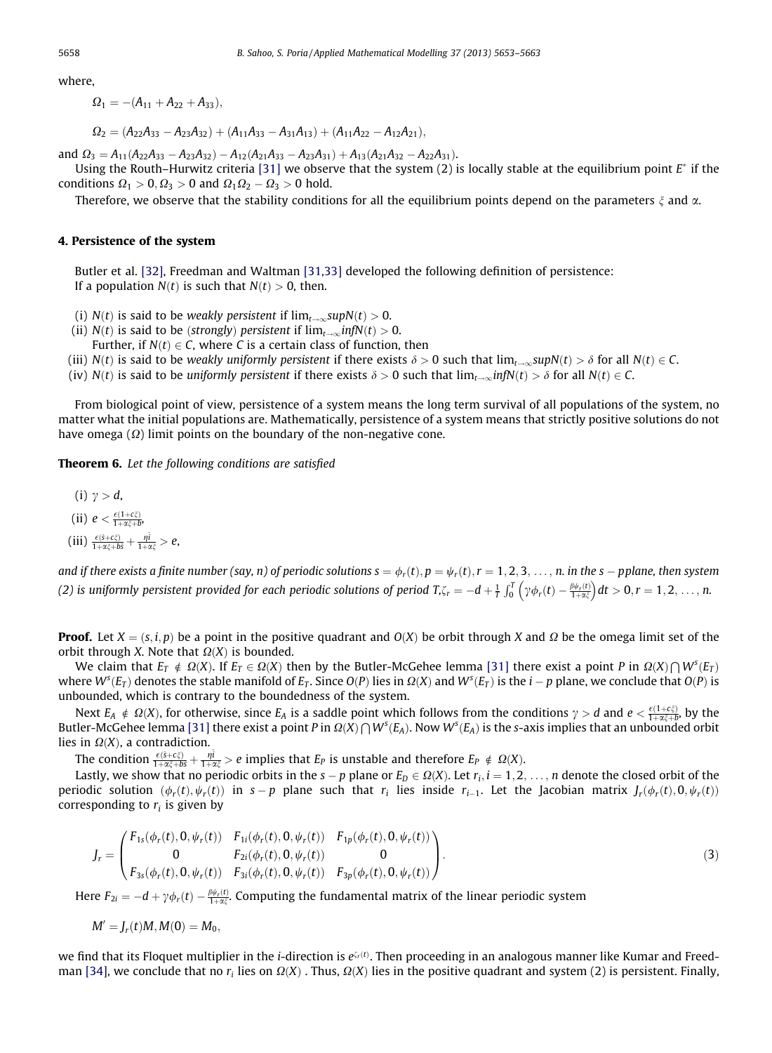where,

$$\Omega_1 = -(A_{11} + A_{22} + A_{33}),$$

$$\Omega_2 = (A_{22}A_{33} - A_{23}A_{32}) + (A_{11}A_{33} - A_{31}A_{13}) + (A_{11}A_{22} - A_{12}A_{21}),$$

and $\Omega_3 = A_{11}(A_{22}A_{33} - A_{23}A_{32}) - A_{12}(A_{21}A_{33} - A_{23}A_{31}) + A_{13}(A_{21}A_{32} - A_{22}A_{31})$.

Using the Routh–Hurwitz criteria [31] we observe that the system (2) is locally stable at the equilibrium point $E^*$ if the conditions $\Omega_1 > 0, \Omega_3 > 0$ and $\Omega_1\Omega_2 - \Omega_3 > 0$ hold.

Therefore, we observe that the stability conditions for all the equilibrium points depend on the parameters $\xi$ and $\alpha$.

## 4. Persistence of the system

Butler et al. [32], Freedman and Waltman [31,33] developed the following definition of persistence:
If a population $N(t)$ is such that $N(t) > 0$, then.

(i) $N(t)$ is said to be *weakly persistent* if $\lim_{t\to\infty} sup N(t) > 0$.
(ii) $N(t)$ is said to be (*strongly*) *persistent* if $\lim_{t\to\infty} inf N(t) > 0$.
Further, if $N(t) \in C$, where $C$ is a certain class of function, then
(iii) $N(t)$ is said to be *weakly uniformly persistent* if there exists $\delta > 0$ such that $\lim_{t\to\infty} sup N(t) > \delta$ for all $N(t) \in C$.
(iv) $N(t)$ is said to be *uniformly persistent* if there exists $\delta > 0$ such that $\lim_{t\to\infty} inf N(t) > \delta$ for all $N(t) \in C$.

From biological point of view, persistence of a system means the long term survival of all populations of the system, no matter what the initial populations are. Mathematically, persistence of a system means that strictly positive solutions do not have omega ($\Omega$) limit points on the boundary of the non-negative cone.

**Theorem 6.** *Let the following conditions are satisfied*

(i) $\gamma > d$,
(ii) $e < \frac{\epsilon(1+c\xi)}{1+\alpha\xi+b}$,
(iii) $\frac{\epsilon(\hat{s}+c\xi)}{1+\alpha\xi+b\hat{s}} + \frac{\eta\hat{i}}{1+\alpha\xi} > e$,

*and if there exists a finite number (say, n) of periodic solutions $s = \phi_r(t), p = \psi_r(t), r = 1, 2, 3, \ldots, n$. in the $s-p$ plane, then system (2) is uniformly persistent provided for each periodic solutions of period T,* $\zeta_r = -d + \frac{1}{T}\int_0^T \left(\gamma\phi_r(t) - \frac{\beta\psi_r(t)}{1+\alpha\xi}\right) dt > 0, r = 1, 2, \ldots, n.$

**Proof.** Let $X = (s, i, p)$ be a point in the positive quadrant and $O(X)$ be orbit through $X$ and $\Omega$ be the omega limit set of the orbit through $X$. Note that $\Omega(X)$ is bounded.

We claim that $E_T \notin \Omega(X)$. If $E_T \in \Omega(X)$ then by the Butler-McGehee lemma [31] there exist a point $P$ in $\Omega(X) \bigcap W^s(E_T)$ where $W^s(E_T)$ denotes the stable manifold of $E_T$. Since $O(P)$ lies in $\Omega(X)$ and $W^s(E_T)$ is the $i-p$ plane, we conclude that $O(P)$ is unbounded, which is contrary to the boundedness of the system.

Next $E_A \notin \Omega(X)$, for otherwise, since $E_A$ is a saddle point which follows from the conditions $\gamma > d$ and $e < \frac{\epsilon(1+c\xi)}{1+\alpha\xi+b}$, by the Butler-McGehee lemma [31] there exist a point $P$ in $\Omega(X) \bigcap W^s(E_A)$. Now $W^s(E_A)$ is the $s$-axis implies that an unbounded orbit lies in $\Omega(X)$, a contradiction.

The condition $\frac{\epsilon(\hat{s}+c\xi)}{1+\alpha\xi+b\hat{s}} + \frac{\eta\hat{i}}{1+\alpha\xi} > e$ implies that $E_P$ is unstable and therefore $E_P \notin \Omega(X)$.

Lastly, we show that no periodic orbits in the $s-p$ plane or $E_D \in \Omega(X)$. Let $r_i, i = 1, 2, \ldots, n$ denote the closed orbit of the periodic solution $(\phi_r(t), \psi_r(t))$ in $s-p$ plane such that $r_i$ lies inside $r_{i-1}$. Let the Jacobian matrix $J_r(\phi_r(t), 0, \psi_r(t))$ corresponding to $r_i$ is given by

$$J_r = \begin{pmatrix} F_{1s}(\phi_r(t), 0, \psi_r(t)) & F_{1i}(\phi_r(t), 0, \psi_r(t)) & F_{1p}(\phi_r(t), 0, \psi_r(t)) \\ 0 & F_{2i}(\phi_r(t), 0, \psi_r(t)) & 0 \\ F_{3s}(\phi_r(t), 0, \psi_r(t)) & F_{3i}(\phi_r(t), 0, \psi_r(t)) & F_{3p}(\phi_r(t), 0, \psi_r(t)) \end{pmatrix}. \quad (3)$$

Here $F_{2i} = -d + \gamma\phi_r(t) - \frac{\beta\psi_r(t)}{1+\alpha\xi}$. Computing the fundamental matrix of the linear periodic system

$$M' = J_r(t)M, M(0) = M_0,$$

we find that its Floquet multiplier in the $i$-direction is $e^{\zeta_r(t)}$. Then proceeding in an analogous manner like Kumar and Freedman [34], we conclude that no $r_i$ lies on $\Omega(X)$. Thus, $\Omega(X)$ lies in the positive quadrant and system (2) is persistent. Finally,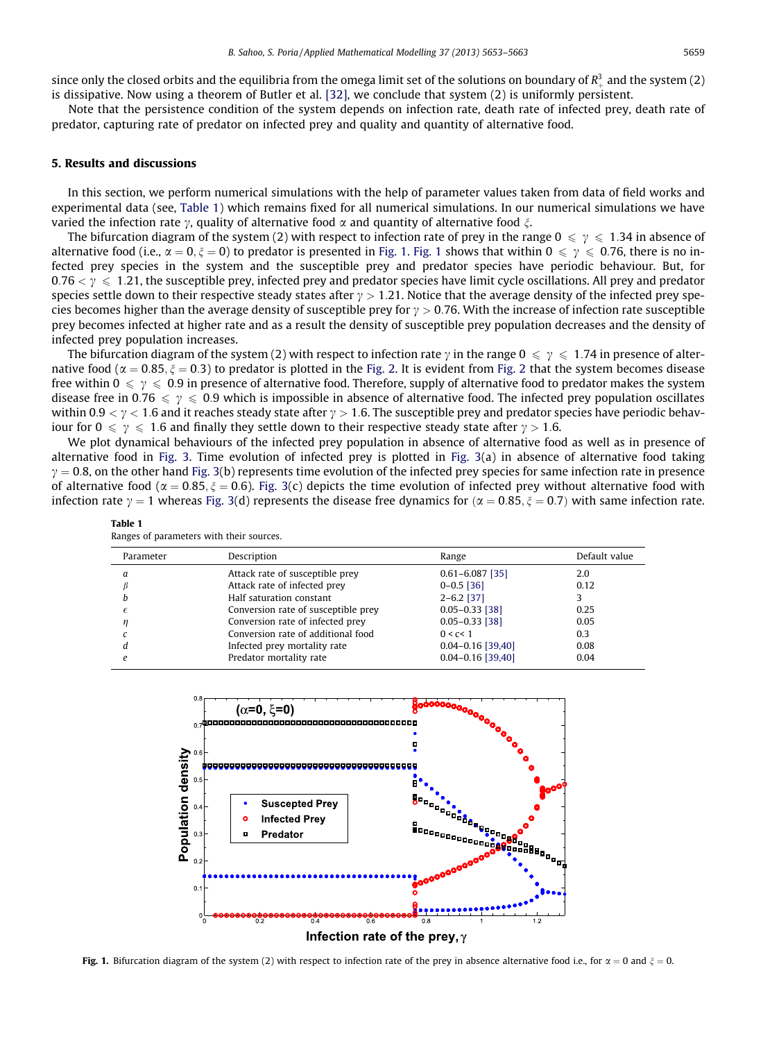since only the closed orbits and the equilibria from the omega limit set of the solutions on boundary of $R^3_+$ and the system (2) is dissipative. Now using a theorem of Butler et al. [32], we conclude that system (2) is uniformly persistent.

Note that the persistence condition of the system depends on infection rate, death rate of infected prey, death rate of predator, capturing rate of predator on infected prey and quality and quantity of alternative food.

## 5. Results and discussions

In this section, we perform numerical simulations with the help of parameter values taken from data of field works and experimental data (see, Table 1) which remains fixed for all numerical simulations. In our numerical simulations we have varied the infection rate $\gamma$, quality of alternative food $\alpha$ and quantity of alternative food $\xi$.

The bifurcation diagram of the system (2) with respect to infection rate of prey in the range $0 \leqslant \gamma \leqslant 1.34$ in absence of alternative food (i.e., $\alpha = 0, \xi = 0$) to predator is presented in Fig. 1. Fig. 1 shows that within $0 \leqslant \gamma \leqslant 0.76$, there is no infected prey species in the system and the susceptible prey and predator species have periodic behaviour. But, for $0.76 < \gamma \leqslant 1.21$, the susceptible prey, infected prey and predator species have limit cycle oscillations. All prey and predator species settle down to their respective steady states after $\gamma > 1.21$. Notice that the average density of the infected prey species becomes higher than the average density of susceptible prey for $\gamma > 0.76$. With the increase of infection rate susceptible prey becomes infected at higher rate and as a result the density of susceptible prey population decreases and the density of infected prey population increases.

The bifurcation diagram of the system (2) with respect to infection rate $\gamma$ in the range $0 \leqslant \gamma \leqslant 1.74$ in presence of alternative food ($\alpha = 0.85, \xi = 0.3$) to predator is plotted in the Fig. 2. It is evident from Fig. 2 that the system becomes disease free within $0 \leqslant \gamma \leqslant 0.9$ in presence of alternative food. Therefore, supply of alternative food to predator makes the system disease free in $0.76 \leqslant \gamma \leqslant 0.9$ which is impossible in absence of alternative food. The infected prey population oscillates within $0.9 < \gamma < 1.6$ and it reaches steady state after $\gamma > 1.6$. The susceptible prey and predator species have periodic behaviour for $0 \leqslant \gamma \leqslant 1.6$ and finally they settle down to their respective steady state after $\gamma > 1.6$.

We plot dynamical behaviours of the infected prey population in absence of alternative food as well as in presence of alternative food in Fig. 3. Time evolution of infected prey is plotted in Fig. 3(a) in absence of alternative food taking $\gamma = 0.8$, on the other hand Fig. 3(b) represents time evolution of the infected prey species for same infection rate in presence of alternative food ($\alpha = 0.85, \xi = 0.6$). Fig. 3(c) depicts the time evolution of infected prey without alternative food with infection rate $\gamma = 1$ whereas Fig. 3(d) represents the disease free dynamics for ($\alpha = 0.85, \xi = 0.7$) with same infection rate.

**Table 1**
Ranges of parameters with their sources.

| Parameter | Description | Range | Default value |
|---|---|---|---|
| $a$ | Attack rate of susceptible prey | 0.61–6.087 [35] | 2.0 |
| $\beta$ | Attack rate of infected prey | 0–0.5 [36] | 0.12 |
| $b$ | Half saturation constant | 2–6.2 [37] | 3 |
| $\epsilon$ | Conversion rate of susceptible prey | 0.05–0.33 [38] | 0.25 |
| $\eta$ | Conversion rate of infected prey | 0.05–0.33 [38] | 0.05 |
| $c$ | Conversion rate of additional food | $0 < c < 1$ | 0.3 |
| $d$ | Infected prey mortality rate | 0.04–0.16 [39,40] | 0.08 |
| $e$ | Predator mortality rate | 0.04–0.16 [39,40] | 0.04 |

**Fig. 1.** Bifurcation diagram of the system (2) with respect to infection rate of the prey in absence alternative food i.e., for $\alpha = 0$ and $\xi = 0$.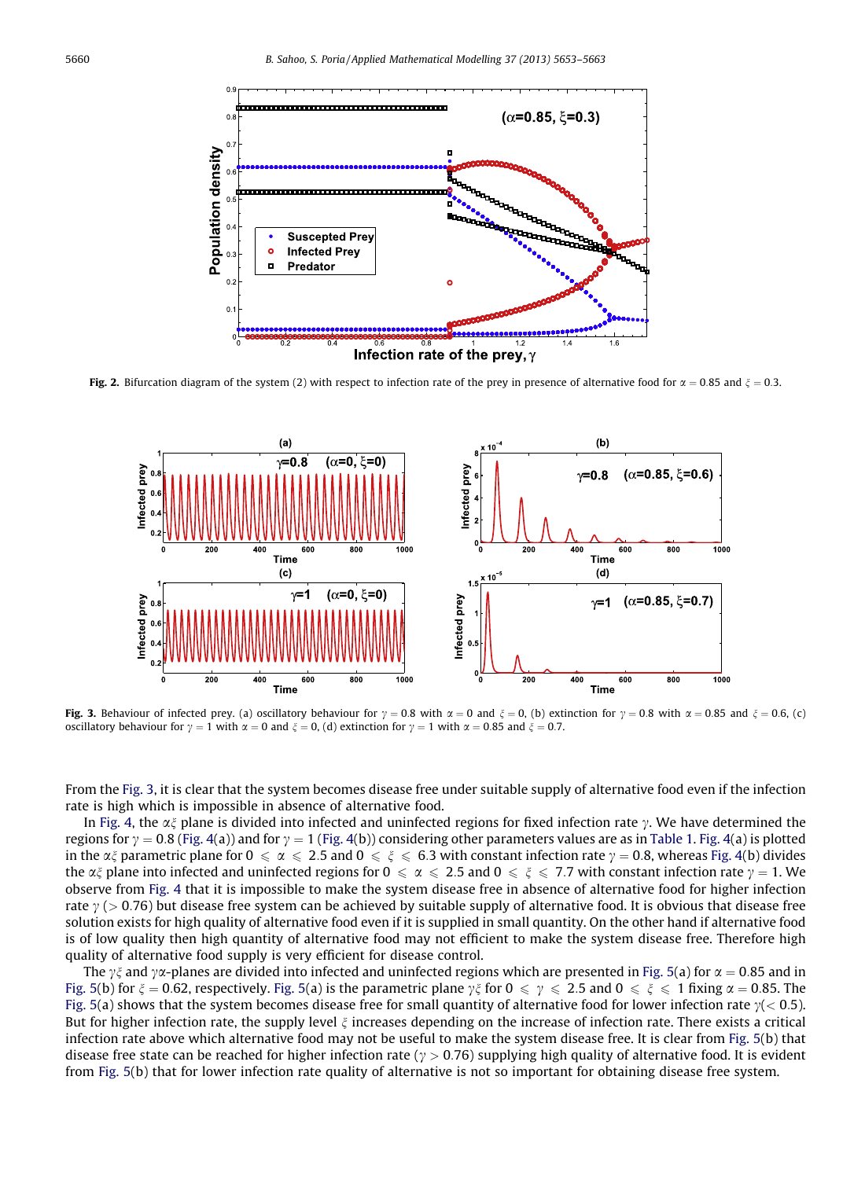Fig. 2. Bifurcation diagram of the system (2) with respect to infection rate of the prey in presence of alternative food for $\alpha = 0.85$ and $\xi = 0.3$.

Fig. 3. Behaviour of infected prey. (a) oscillatory behaviour for $\gamma = 0.8$ with $\alpha = 0$ and $\xi = 0$, (b) extinction for $\gamma = 0.8$ with $\alpha = 0.85$ and $\xi = 0.6$, (c) oscillatory behaviour for $\gamma = 1$ with $\alpha = 0$ and $\xi = 0$, (d) extinction for $\gamma = 1$ with $\alpha = 0.85$ and $\xi = 0.7$.

From the Fig. 3, it is clear that the system becomes disease free under suitable supply of alternative food even if the infection rate is high which is impossible in absence of alternative food.

In Fig. 4, the $\alpha\xi$ plane is divided into infected and uninfected regions for fixed infection rate $\gamma$. We have determined the regions for $\gamma = 0.8$ (Fig. 4(a)) and for $\gamma = 1$ (Fig. 4(b)) considering other parameters values are as in Table 1. Fig. 4(a) is plotted in the $\alpha\xi$ parametric plane for $0 \leqslant \alpha \leqslant 2.5$ and $0 \leqslant \xi \leqslant 6.3$ with constant infection rate $\gamma = 0.8$, whereas Fig. 4(b) divides the $\alpha\xi$ plane into infected and uninfected regions for $0 \leqslant \alpha \leqslant 2.5$ and $0 \leqslant \xi \leqslant 7.7$ with constant infection rate $\gamma = 1$. We observe from Fig. 4 that it is impossible to make the system disease free in absence of alternative food for higher infection rate $\gamma$ ($> 0.76$) but disease free system can be achieved by suitable supply of alternative food. It is obvious that disease free solution exists for high quality of alternative food even if it is supplied in small quantity. On the other hand if alternative food is of low quality then high quantity of alternative food may not efficient to make the system disease free. Therefore high quality of alternative food supply is very efficient for disease control.

The $\gamma\xi$ and $\gamma\alpha$-planes are divided into infected and uninfected regions which are presented in Fig. 5(a) for $\alpha = 0.85$ and in Fig. 5(b) for $\xi = 0.62$, respectively. Fig. 5(a) is the parametric plane $\gamma\xi$ for $0 \leqslant \gamma \leqslant 2.5$ and $0 \leqslant \xi \leqslant 1$ fixing $\alpha = 0.85$. The Fig. 5(a) shows that the system becomes disease free for small quantity of alternative food for lower infection rate $\gamma(< 0.5)$. But for higher infection rate, the supply level $\xi$ increases depending on the increase of infection rate. There exists a critical infection rate above which alternative food may not be useful to make the system disease free. It is clear from Fig. 5(b) that disease free state can be reached for higher infection rate ($\gamma > 0.76$) supplying high quality of alternative food. It is evident from Fig. 5(b) that for lower infection rate quality of alternative is not so important for obtaining disease free system.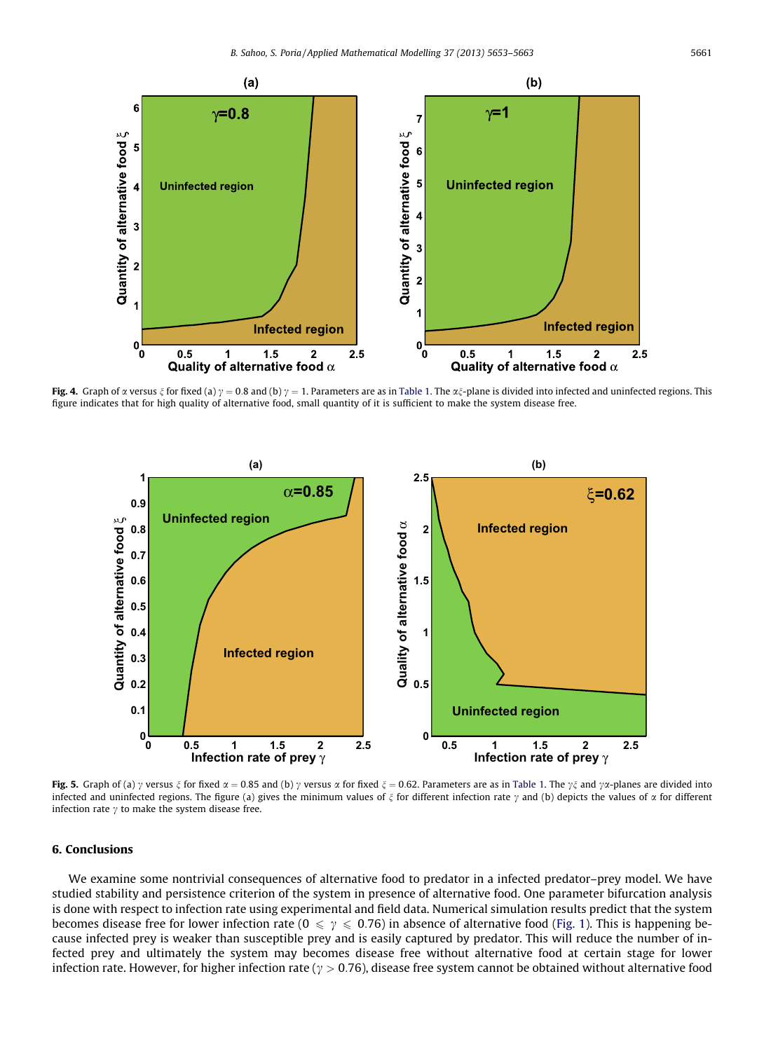**Fig. 4.** Graph of $\alpha$ versus $\xi$ for fixed (a) $\gamma = 0.8$ and (b) $\gamma = 1$. Parameters are as in Table 1. The $\alpha\xi$-plane is divided into infected and uninfected regions. This figure indicates that for high quality of alternative food, small quantity of it is sufficient to make the system disease free.

**Fig. 5.** Graph of (a) $\gamma$ versus $\xi$ for fixed $\alpha = 0.85$ and (b) $\gamma$ versus $\alpha$ for fixed $\xi = 0.62$. Parameters are as in Table 1. The $\gamma\xi$ and $\gamma\alpha$-planes are divided into infected and uninfected regions. The figure (a) gives the minimum values of $\xi$ for different infection rate $\gamma$ and (b) depicts the values of $\alpha$ for different infection rate $\gamma$ to make the system disease free.

## 6. Conclusions

We examine some nontrivial consequences of alternative food to predator in a infected predator–prey model. We have studied stability and persistence criterion of the system in presence of alternative food. One parameter bifurcation analysis is done with respect to infection rate using experimental and field data. Numerical simulation results predict that the system becomes disease free for lower infection rate ($0 \leqslant \gamma \leqslant 0.76$) in absence of alternative food (Fig. 1). This is happening because infected prey is weaker than susceptible prey and is easily captured by predator. This will reduce the number of infected prey and ultimately the system may becomes disease free without alternative food at certain stage for lower infection rate. However, for higher infection rate ($\gamma > 0.76$), disease free system cannot be obtained without alternative food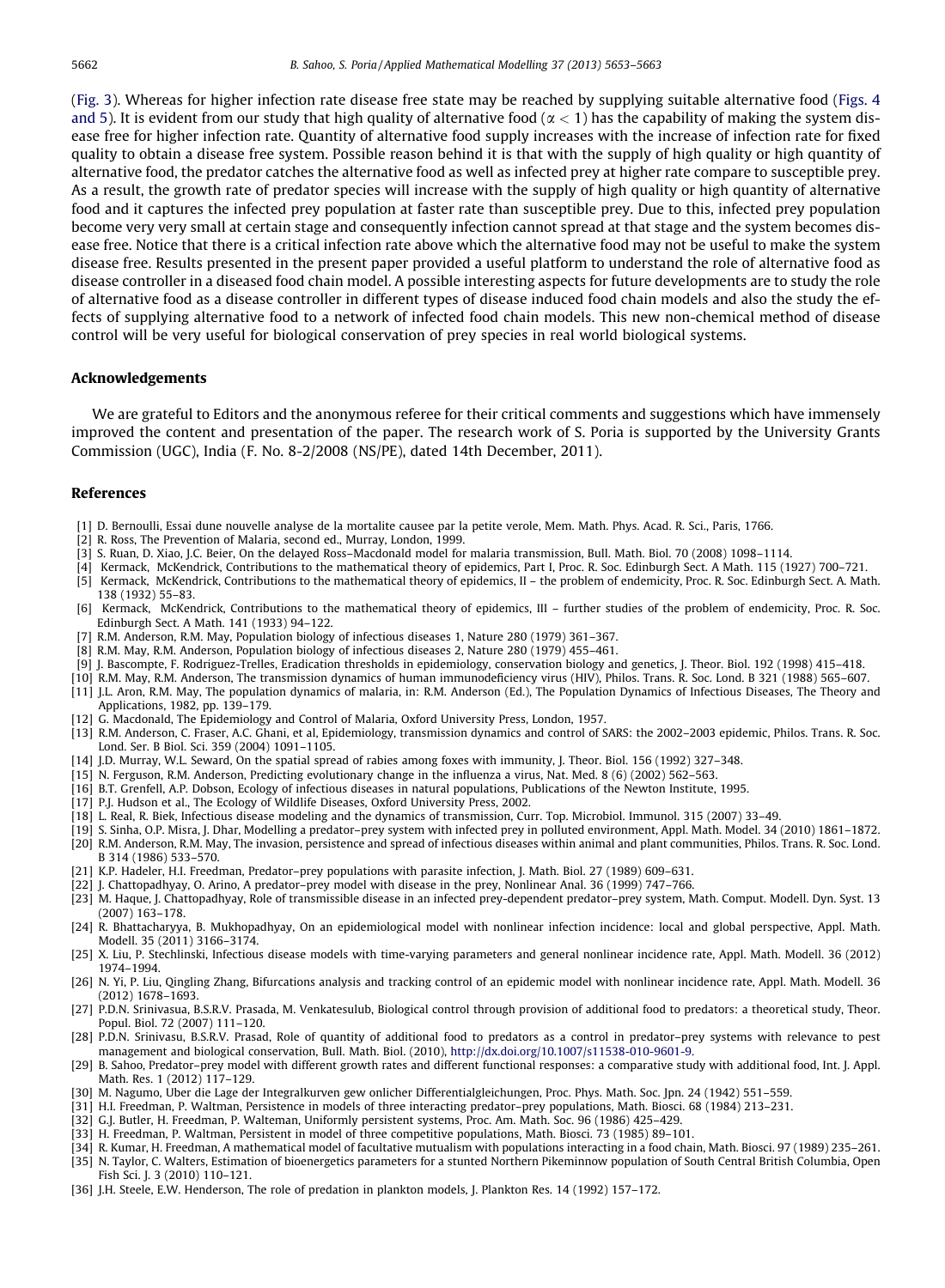(Fig. 3). Whereas for higher infection rate disease free state may be reached by supplying suitable alternative food (Figs. 4 and 5). It is evident from our study that high quality of alternative food ($\alpha < 1$) has the capability of making the system disease free for higher infection rate. Quantity of alternative food supply increases with the increase of infection rate for fixed quality to obtain a disease free system. Possible reason behind it is that with the supply of high quality or high quantity of alternative food, the predator catches the alternative food as well as infected prey at higher rate compare to susceptible prey. As a result, the growth rate of predator species will increase with the supply of high quality or high quantity of alternative food and it captures the infected prey population at faster rate than susceptible prey. Due to this, infected prey population become very very small at certain stage and consequently infection cannot spread at that stage and the system becomes disease free. Notice that there is a critical infection rate above which the alternative food may not be useful to make the system disease free. Results presented in the present paper provided a useful platform to understand the role of alternative food as disease controller in a diseased food chain model. A possible interesting aspects for future developments are to study the role of alternative food as a disease controller in different types of disease induced food chain models and also the study the effects of supplying alternative food to a network of infected food chain models. This new non-chemical method of disease control will be very useful for biological conservation of prey species in real world biological systems.

## Acknowledgements

We are grateful to Editors and the anonymous referee for their critical comments and suggestions which have immensely improved the content and presentation of the paper. The research work of S. Poria is supported by the University Grants Commission (UGC), India (F. No. 8-2/2008 (NS/PE), dated 14th December, 2011).

## References

[1] D. Bernoulli, Essai dune nouvelle analyse de la mortalite causee par la petite verole, Mem. Math. Phys. Acad. R. Sci., Paris, 1766.
[2] R. Ross, The Prevention of Malaria, second ed., Murray, London, 1999.
[3] S. Ruan, D. Xiao, J.C. Beier, On the delayed Ross–Macdonald model for malaria transmission, Bull. Math. Biol. 70 (2008) 1098–1114.
[4] Kermack, McKendrick, Contributions to the mathematical theory of epidemics, Part I, Proc. R. Soc. Edinburgh Sect. A Math. 115 (1927) 700–721.
[5] Kermack, McKendrick, Contributions to the mathematical theory of epidemics, II – the problem of endemicity, Proc. R. Soc. Edinburgh Sect. A. Math. 138 (1932) 55–83.
[6] Kermack, McKendrick, Contributions to the mathematical theory of epidemics, III – further studies of the problem of endemicity, Proc. R. Soc. Edinburgh Sect. A Math. 141 (1933) 94–122.
[7] R.M. Anderson, R.M. May, Population biology of infectious diseases 1, Nature 280 (1979) 361–367.
[8] R.M. May, R.M. Anderson, Population biology of infectious diseases 2, Nature 280 (1979) 455–461.
[9] J. Bascompte, F. Rodriguez-Trelles, Eradication thresholds in epidemiology, conservation biology and genetics, J. Theor. Biol. 192 (1998) 415–418.
[10] R.M. May, R.M. Anderson, The transmission dynamics of human immunodeficiency virus (HIV), Philos. Trans. R. Soc. Lond. B 321 (1988) 565–607.
[11] J.L. Aron, R.M. May, The population dynamics of malaria, in: R.M. Anderson (Ed.), The Population Dynamics of Infectious Diseases, The Theory and Applications, 1982, pp. 139–179.
[12] G. Macdonald, The Epidemiology and Control of Malaria, Oxford University Press, London, 1957.
[13] R.M. Anderson, C. Fraser, A.C. Ghani, et al, Epidemiology, transmission dynamics and control of SARS: the 2002–2003 epidemic, Philos. Trans. R. Soc. Lond. Ser. B Biol. Sci. 359 (2004) 1091–1105.
[14] J.D. Murray, W.L. Seward, On the spatial spread of rabies among foxes with immunity, J. Theor. Biol. 156 (1992) 327–348.
[15] N. Ferguson, R.M. Anderson, Predicting evolutionary change in the influenza a virus, Nat. Med. 8 (6) (2002) 562–563.
[16] B.T. Grenfell, A.P. Dobson, Ecology of infectious diseases in natural populations, Publications of the Newton Institute, 1995.
[17] P.J. Hudson et al., The Ecology of Wildlife Diseases, Oxford University Press, 2002.
[18] L. Real, R. Biek, Infectious disease modeling and the dynamics of transmission, Curr. Top. Microbiol. Immunol. 315 (2007) 33–49.
[19] S. Sinha, O.P. Misra, J. Dhar, Modelling a predator–prey system with infected prey in polluted environment, Appl. Math. Model. 34 (2010) 1861–1872.
[20] R.M. Anderson, R.M. May, The invasion, persistence and spread of infectious diseases within animal and plant communities, Philos. Trans. R. Soc. Lond. B 314 (1986) 533–570.
[21] K.P. Hadeler, H.I. Freedman, Predator–prey populations with parasite infection, J. Math. Biol. 27 (1989) 609–631.
[22] J. Chattopadhyay, O. Arino, A predator–prey model with disease in the prey, Nonlinear Anal. 36 (1999) 747–766.
[23] M. Haque, J. Chattopadhyay, Role of transmissible disease in an infected prey-dependent predator–prey system, Math. Comput. Modell. Dyn. Syst. 13 (2007) 163–178.
[24] R. Bhattacharyya, B. Mukhopadhyay, On an epidemiological model with nonlinear infection incidence: local and global perspective, Appl. Math. Modell. 35 (2011) 3166–3174.
[25] X. Liu, P. Stechlinski, Infectious disease models with time-varying parameters and general nonlinear incidence rate, Appl. Math. Modell. 36 (2012) 1974–1994.
[26] N. Yi, P. Liu, Qingling Zhang, Bifurcations analysis and tracking control of an epidemic model with nonlinear incidence rate, Appl. Math. Modell. 36 (2012) 1678–1693.
[27] P.D.N. Srinivasua, B.S.R.V. Prasada, M. Venkatesulub, Biological control through provision of additional food to predators: a theoretical study, Theor. Popul. Biol. 72 (2007) 111–120.
[28] P.D.N. Srinivasu, B.S.R.V. Prasad, Role of quantity of additional food to predators as a control in predator–prey systems with relevance to pest management and biological conservation, Bull. Math. Biol. (2010), http://dx.doi.org/10.1007/s11538-010-9601-9.
[29] B. Sahoo, Predator–prey model with different growth rates and different functional responses: a comparative study with additional food, Int. J. Appl. Math. Res. 1 (2012) 117–129.
[30] M. Nagumo, Uber die Lage der Integralkurven gew onlicher Differentialgleichungen, Proc. Phys. Math. Soc. Jpn. 24 (1942) 551–559.
[31] H.I. Freedman, P. Waltman, Persistence in models of three interacting predator–prey populations, Math. Biosci. 68 (1984) 213–231.
[32] G.J. Butler, H. Freedman, P. Walteman, Uniformly persistent systems, Proc. Am. Math. Soc. 96 (1986) 425–429.
[33] H. Freedman, P. Waltman, Persistent in model of three competitive populations, Math. Biosci. 73 (1985) 89–101.
[34] R. Kumar, H. Freedman, A mathematical model of facultative mutualism with populations interacting in a food chain, Math. Biosci. 97 (1989) 235–261.
[35] N. Taylor, C. Walters, Estimation of bioenergetics parameters for a stunted Northern Pikeminnow population of South Central British Columbia, Open Fish Sci. J. 3 (2010) 110–121.
[36] J.H. Steele, E.W. Henderson, The role of predation in plankton models, J. Plankton Res. 14 (1992) 157–172.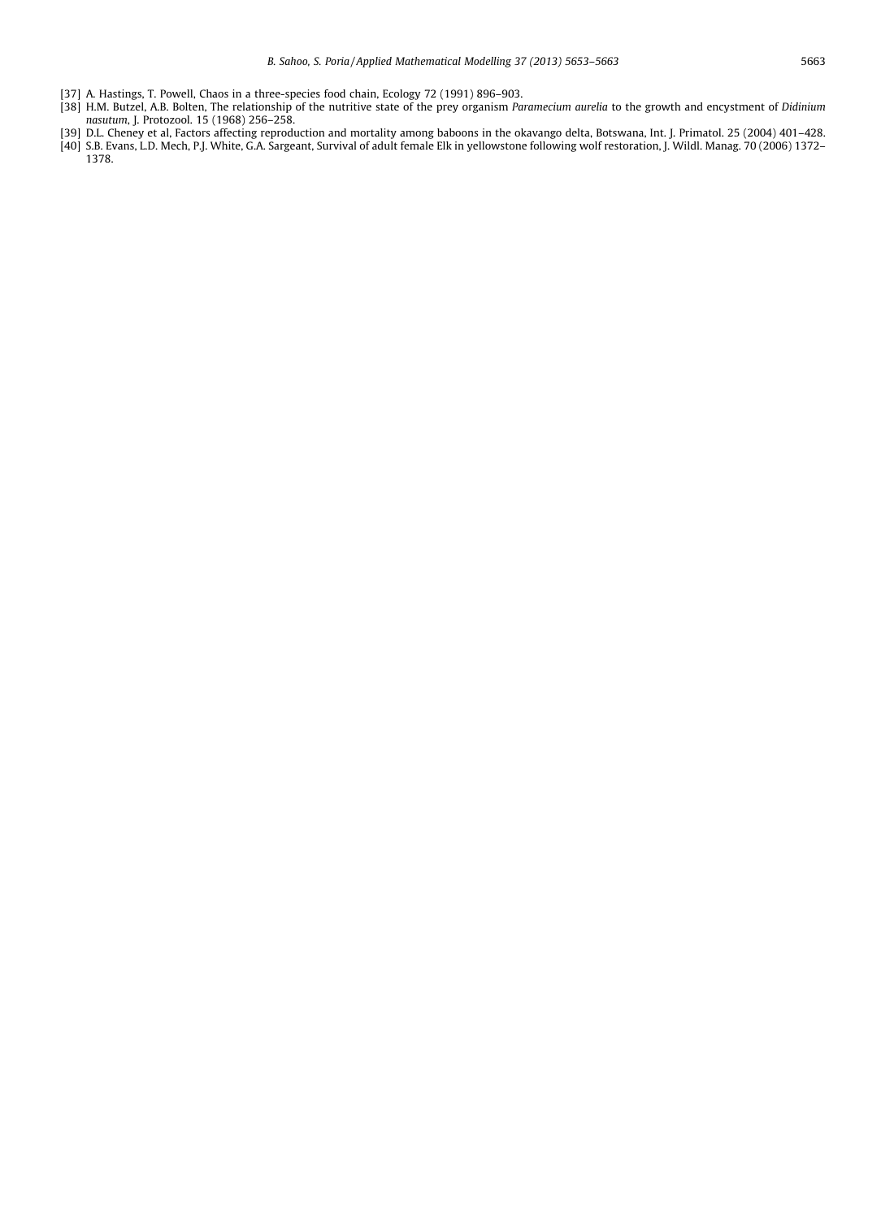[37] A. Hastings, T. Powell, Chaos in a three-species food chain, Ecology 72 (1991) 896–903.

[38] H.M. Butzel, A.B. Bolten, The relationship of the nutritive state of the prey organism *Paramecium aurelia* to the growth and encystment of *Didinium nasutum*, J. Protozool. 15 (1968) 256–258.

[39] D.L. Cheney et al, Factors affecting reproduction and mortality among baboons in the okavango delta, Botswana, Int. J. Primatol. 25 (2004) 401–428.

[40] S.B. Evans, L.D. Mech, P.J. White, G.A. Sargeant, Survival of adult female Elk in yellowstone following wolf restoration, J. Wildl. Manag. 70 (2006) 1372–1378.